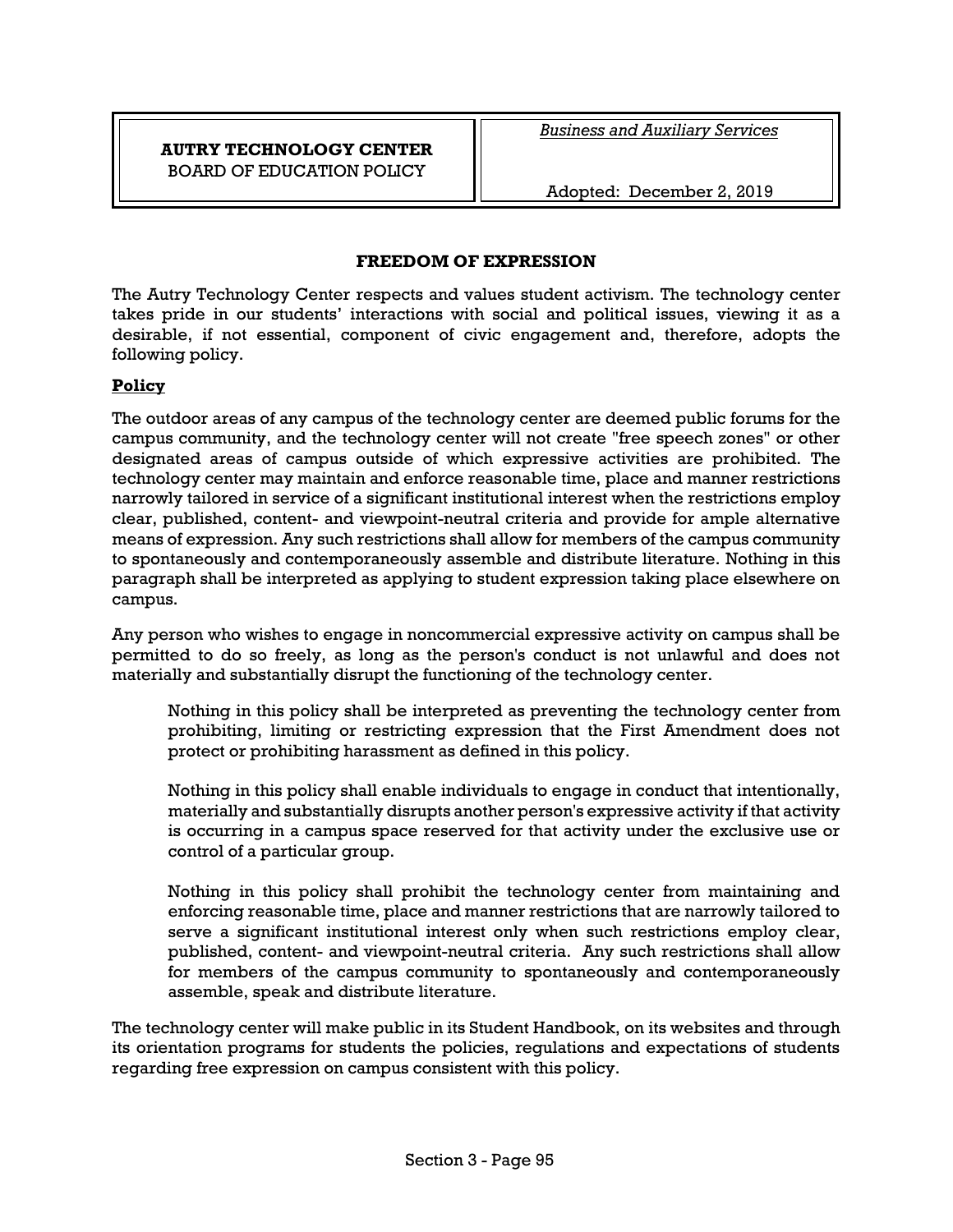**AUTRY TECHNOLOGY CENTER**
BOARD OF EDUCATION POLICY

*Business and Auxiliary Services*

Adopted: December 2, 2019

# FREEDOM OF EXPRESSION

The Autry Technology Center respects and values student activism. The technology center takes pride in our students' interactions with social and political issues, viewing it as a desirable, if not essential, component of civic engagement and, therefore, adopts the following policy.

## Policy

The outdoor areas of any campus of the technology center are deemed public forums for the campus community, and the technology center will not create "free speech zones" or other designated areas of campus outside of which expressive activities are prohibited. The technology center may maintain and enforce reasonable time, place and manner restrictions narrowly tailored in service of a significant institutional interest when the restrictions employ clear, published, content- and viewpoint-neutral criteria and provide for ample alternative means of expression. Any such restrictions shall allow for members of the campus community to spontaneously and contemporaneously assemble and distribute literature. Nothing in this paragraph shall be interpreted as applying to student expression taking place elsewhere on campus.

Any person who wishes to engage in noncommercial expressive activity on campus shall be permitted to do so freely, as long as the person's conduct is not unlawful and does not materially and substantially disrupt the functioning of the technology center.

> Nothing in this policy shall be interpreted as preventing the technology center from prohibiting, limiting or restricting expression that the First Amendment does not protect or prohibiting harassment as defined in this policy.
>
> Nothing in this policy shall enable individuals to engage in conduct that intentionally, materially and substantially disrupts another person's expressive activity if that activity is occurring in a campus space reserved for that activity under the exclusive use or control of a particular group.
>
> Nothing in this policy shall prohibit the technology center from maintaining and enforcing reasonable time, place and manner restrictions that are narrowly tailored to serve a significant institutional interest only when such restrictions employ clear, published, content- and viewpoint-neutral criteria. Any such restrictions shall allow for members of the campus community to spontaneously and contemporaneously assemble, speak and distribute literature.

The technology center will make public in its Student Handbook, on its websites and through its orientation programs for students the policies, regulations and expectations of students regarding free expression on campus consistent with this policy.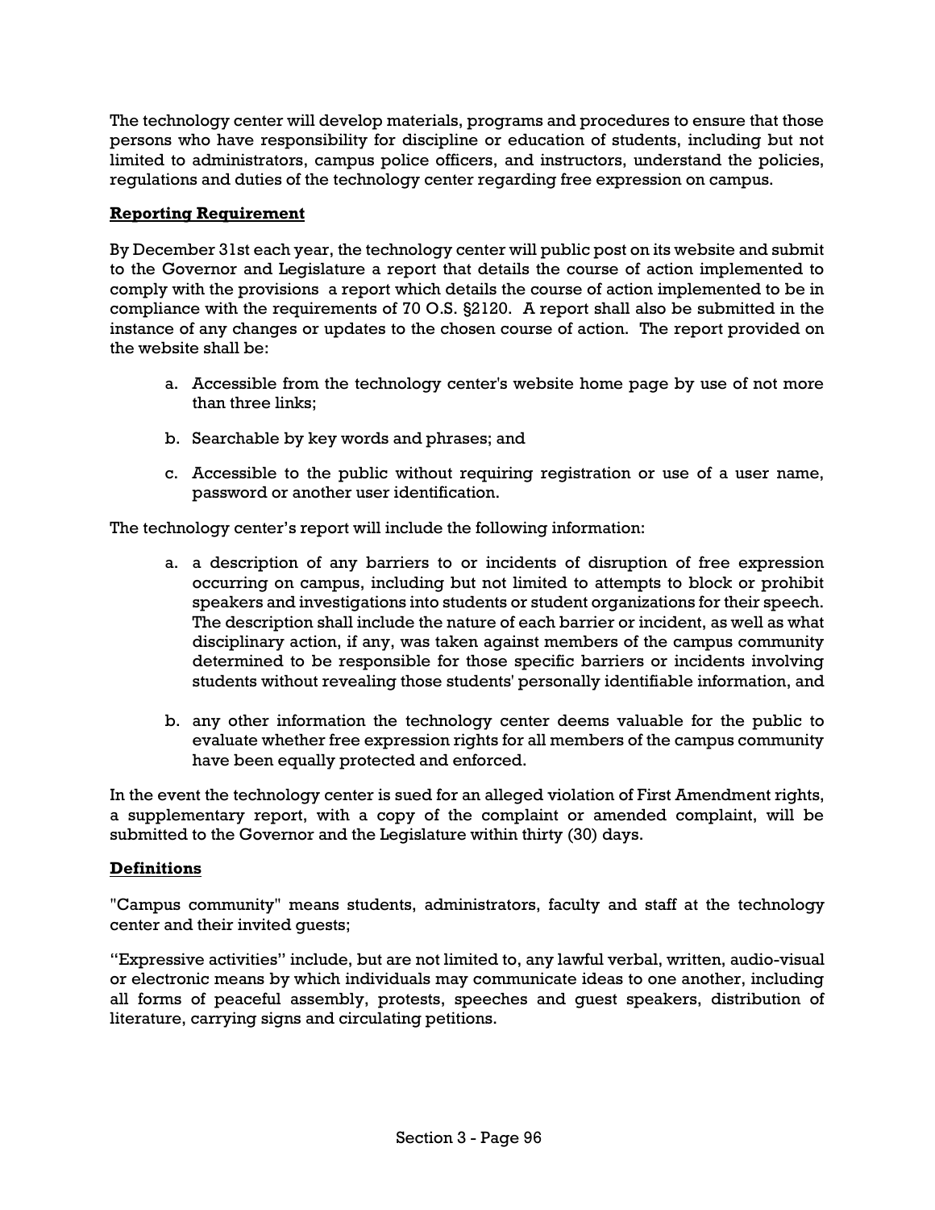The technology center will develop materials, programs and procedures to ensure that those persons who have responsibility for discipline or education of students, including but not limited to administrators, campus police officers, and instructors, understand the policies, regulations and duties of the technology center regarding free expression on campus.

**Reporting Requirement**

By December 31st each year, the technology center will public post on its website and submit to the Governor and Legislature a report that details the course of action implemented to comply with the provisions a report which details the course of action implemented to be in compliance with the requirements of 70 O.S. §2120. A report shall also be submitted in the instance of any changes or updates to the chosen course of action. The report provided on the website shall be:

a. Accessible from the technology center's website home page by use of not more than three links;

b. Searchable by key words and phrases; and

c. Accessible to the public without requiring registration or use of a user name, password or another user identification.

The technology center's report will include the following information:

a. a description of any barriers to or incidents of disruption of free expression occurring on campus, including but not limited to attempts to block or prohibit speakers and investigations into students or student organizations for their speech. The description shall include the nature of each barrier or incident, as well as what disciplinary action, if any, was taken against members of the campus community determined to be responsible for those specific barriers or incidents involving students without revealing those students' personally identifiable information, and

b. any other information the technology center deems valuable for the public to evaluate whether free expression rights for all members of the campus community have been equally protected and enforced.

In the event the technology center is sued for an alleged violation of First Amendment rights, a supplementary report, with a copy of the complaint or amended complaint, will be submitted to the Governor and the Legislature within thirty (30) days.

**Definitions**

"Campus community" means students, administrators, faculty and staff at the technology center and their invited guests;

"Expressive activities" include, but are not limited to, any lawful verbal, written, audio-visual or electronic means by which individuals may communicate ideas to one another, including all forms of peaceful assembly, protests, speeches and guest speakers, distribution of literature, carrying signs and circulating petitions.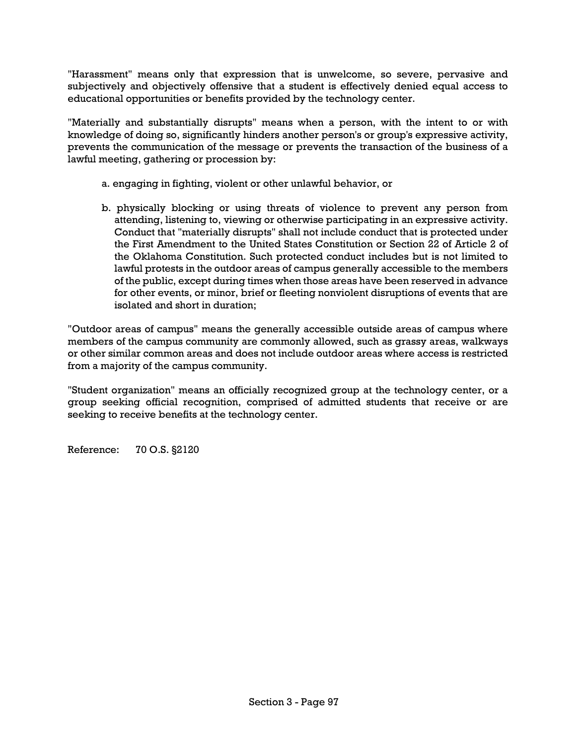"Harassment" means only that expression that is unwelcome, so severe, pervasive and subjectively and objectively offensive that a student is effectively denied equal access to educational opportunities or benefits provided by the technology center.

"Materially and substantially disrupts" means when a person, with the intent to or with knowledge of doing so, significantly hinders another person's or group's expressive activity, prevents the communication of the message or prevents the transaction of the business of a lawful meeting, gathering or procession by:

a. engaging in fighting, violent or other unlawful behavior, or

b. physically blocking or using threats of violence to prevent any person from attending, listening to, viewing or otherwise participating in an expressive activity. Conduct that "materially disrupts" shall not include conduct that is protected under the First Amendment to the United States Constitution or Section 22 of Article 2 of the Oklahoma Constitution. Such protected conduct includes but is not limited to lawful protests in the outdoor areas of campus generally accessible to the members of the public, except during times when those areas have been reserved in advance for other events, or minor, brief or fleeting nonviolent disruptions of events that are isolated and short in duration;

"Outdoor areas of campus" means the generally accessible outside areas of campus where members of the campus community are commonly allowed, such as grassy areas, walkways or other similar common areas and does not include outdoor areas where access is restricted from a majority of the campus community.

"Student organization" means an officially recognized group at the technology center, or a group seeking official recognition, comprised of admitted students that receive or are seeking to receive benefits at the technology center.

Reference: 70 O.S. §2120